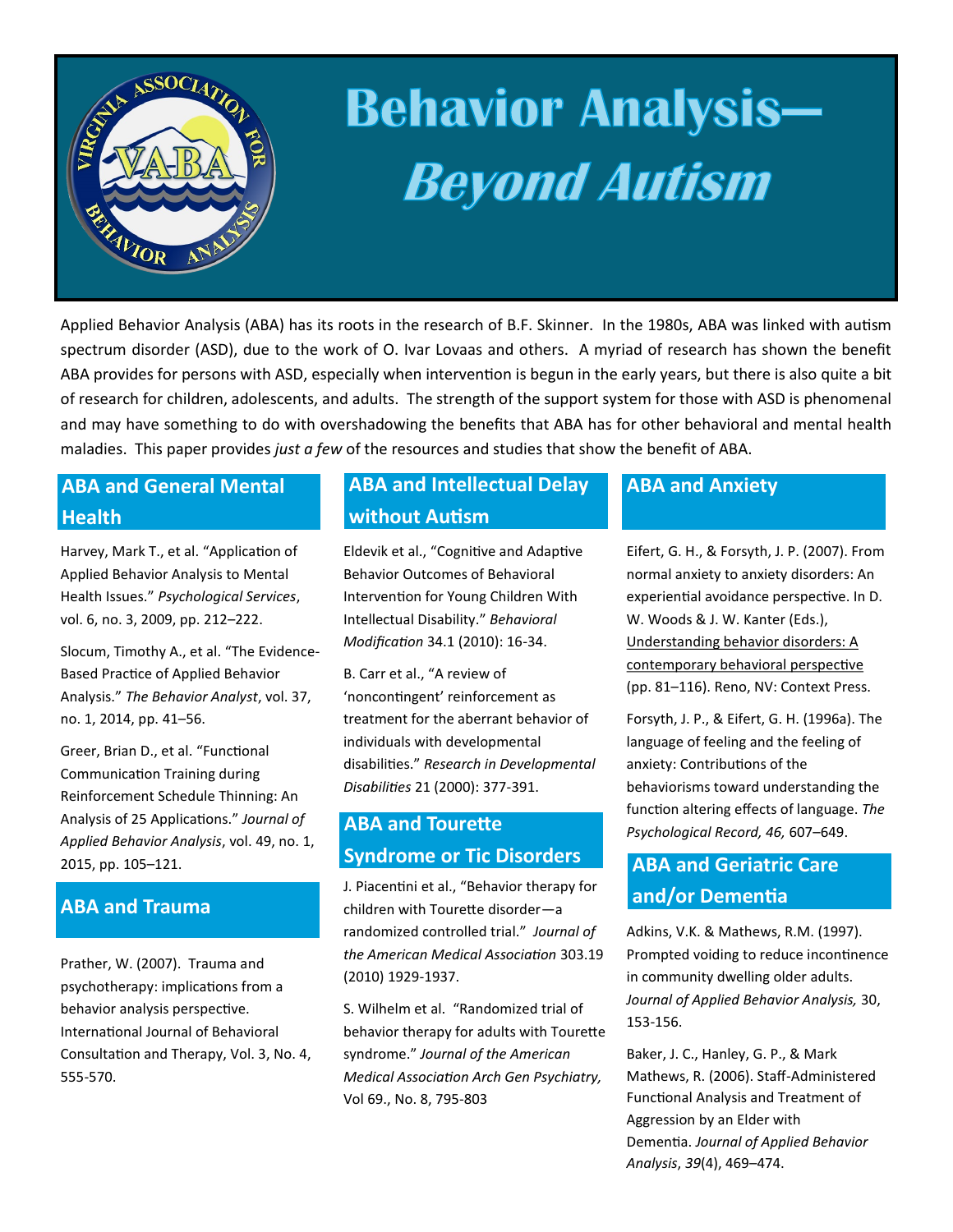# Behavior Analysis—*Beyond Autism*

Applied Behavior Analysis (ABA) has its roots in the research of B.F. Skinner. In the 1980s, ABA was linked with autism spectrum disorder (ASD), due to the work of O. Ivar Lovaas and others. A myriad of research has shown the benefit ABA provides for persons with ASD, especially when intervention is begun in the early years, but there is also quite a bit of research for children, adolescents, and adults. The strength of the support system for those with ASD is phenomenal and may have something to do with overshadowing the benefits that ABA has for other behavioral and mental health maladies. This paper provides *just a few* of the resources and studies that show the benefit of ABA.

## ABA and General Mental Health

Harvey, Mark T., et al. "Application of Applied Behavior Analysis to Mental Health Issues." *Psychological Services*, vol. 6, no. 3, 2009, pp. 212–222.

Slocum, Timothy A., et al. "The Evidence-Based Practice of Applied Behavior Analysis." *The Behavior Analyst*, vol. 37, no. 1, 2014, pp. 41–56.

Greer, Brian D., et al. "Functional Communication Training during Reinforcement Schedule Thinning: An Analysis of 25 Applications." *Journal of Applied Behavior Analysis*, vol. 49, no. 1, 2015, pp. 105–121.

## ABA and Trauma

Prather, W. (2007). Trauma and psychotherapy: implications from a behavior analysis perspective. International Journal of Behavioral Consultation and Therapy, Vol. 3, No. 4, 555-570.

## ABA and Intellectual Delay without Autism

Eldevik et al., "Cognitive and Adaptive Behavior Outcomes of Behavioral Intervention for Young Children With Intellectual Disability." *Behavioral Modification* 34.1 (2010): 16-34.

B. Carr et al., "A review of 'noncontingent' reinforcement as treatment for the aberrant behavior of individuals with developmental disabilities." *Research in Developmental Disabilities* 21 (2000): 377-391.

## ABA and Tourette Syndrome or Tic Disorders

J. Piacentini et al., "Behavior therapy for children with Tourette disorder—a randomized controlled trial." *Journal of the American Medical Association* 303.19 (2010) 1929-1937.

S. Wilhelm et al. "Randomized trial of behavior therapy for adults with Tourette syndrome." *Journal of the American Medical Association Arch Gen Psychiatry,* Vol 69., No. 8, 795-803

## ABA and Anxiety

Eifert, G. H., & Forsyth, J. P. (2007). From normal anxiety to anxiety disorders: An experiential avoidance perspective. In D. W. Woods & J. W. Kanter (Eds.), Understanding behavior disorders: A contemporary behavioral perspective (pp. 81–116). Reno, NV: Context Press.

Forsyth, J. P., & Eifert, G. H. (1996a). The language of feeling and the feeling of anxiety: Contributions of the behaviorisms toward understanding the function altering effects of language. *The Psychological Record, 46,* 607–649.

## ABA and Geriatric Care and/or Dementia

Adkins, V.K. & Mathews, R.M. (1997). Prompted voiding to reduce incontinence in community dwelling older adults. *Journal of Applied Behavior Analysis,* 30, 153-156.

Baker, J. C., Hanley, G. P., & Mark Mathews, R. (2006). Staff-Administered Functional Analysis and Treatment of Aggression by an Elder with Dementia. *Journal of Applied Behavior Analysis*, *39*(4), 469–474.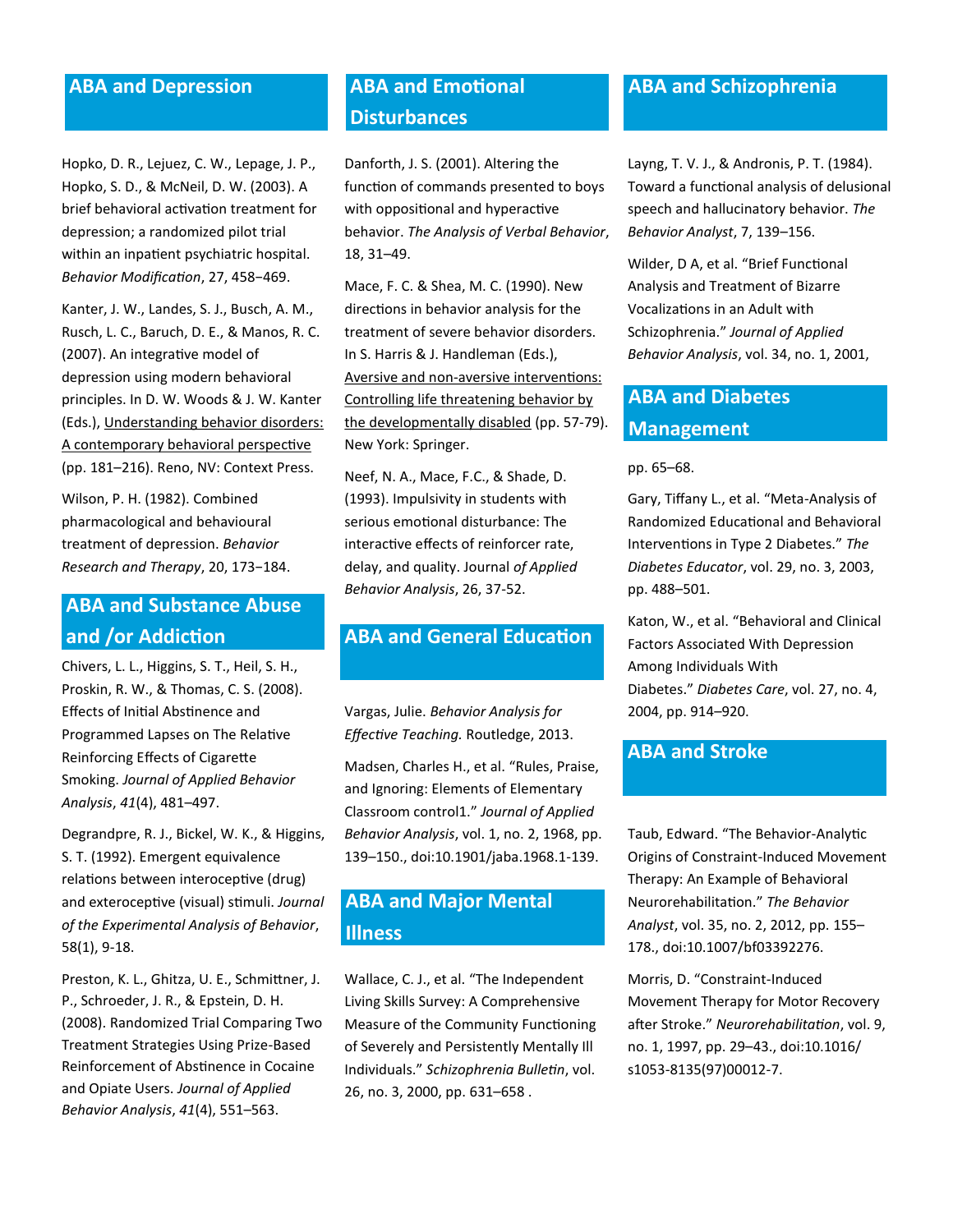## ABA and Depression

Hopko, D. R., Lejuez, C. W., Lepage, J. P., Hopko, S. D., & McNeil, D. W. (2003). A brief behavioral activation treatment for depression; a randomized pilot trial within an inpatient psychiatric hospital. *Behavior Modification*, 27, 458−469.

Kanter, J. W., Landes, S. J., Busch, A. M., Rusch, L. C., Baruch, D. E., & Manos, R. C. (2007). An integrative model of depression using modern behavioral principles. In D. W. Woods & J. W. Kanter (Eds.), <u>Understanding behavior disorders: A contemporary behavioral perspective</u> (pp. 181–216). Reno, NV: Context Press.

Wilson, P. H. (1982). Combined pharmacological and behavioural treatment of depression. *Behavior Research and Therapy*, 20, 173−184.

## ABA and Substance Abuse and /or Addiction

Chivers, L. L., Higgins, S. T., Heil, S. H., Proskin, R. W., & Thomas, C. S. (2008). Effects of Initial Abstinence and Programmed Lapses on The Relative Reinforcing Effects of Cigarette Smoking. *Journal of Applied Behavior Analysis*, *41*(4), 481–497.

Degrandpre, R. J., Bickel, W. K., & Higgins, S. T. (1992). Emergent equivalence relations between interoceptive (drug) and exteroceptive (visual) stimuli. *Journal of the Experimental Analysis of Behavior*, 58(1), 9-18.

Preston, K. L., Ghitza, U. E., Schmittner, J. P., Schroeder, J. R., & Epstein, D. H. (2008). Randomized Trial Comparing Two Treatment Strategies Using Prize-Based Reinforcement of Abstinence in Cocaine and Opiate Users. *Journal of Applied Behavior Analysis*, *41*(4), 551–563.

## ABA and Emotional Disturbances

Danforth, J. S. (2001). Altering the function of commands presented to boys with oppositional and hyperactive behavior. *The Analysis of Verbal Behavior*, 18, 31–49.

Mace, F. C. & Shea, M. C. (1990). New directions in behavior analysis for the treatment of severe behavior disorders. In S. Harris & J. Handleman (Eds.), <u>Aversive and non-aversive interventions: Controlling life threatening behavior by the developmentally disabled</u> (pp. 57-79). New York: Springer.

Neef, N. A., Mace, F.C., & Shade, D. (1993). Impulsivity in students with serious emotional disturbance: The interactive effects of reinforcer rate, delay, and quality. Journal *of Applied Behavior Analysis*, 26, 37-52.

## ABA and General Education

Vargas, Julie. *Behavior Analysis for Effective Teaching.* Routledge, 2013.

Madsen, Charles H., et al. "Rules, Praise, and Ignoring: Elements of Elementary Classroom control1." *Journal of Applied Behavior Analysis*, vol. 1, no. 2, 1968, pp. 139–150., doi:10.1901/jaba.1968.1-139.

## ABA and Major Mental Illness

Wallace, C. J., et al. "The Independent Living Skills Survey: A Comprehensive Measure of the Community Functioning of Severely and Persistently Mentally Ill Individuals." *Schizophrenia Bulletin*, vol. 26, no. 3, 2000, pp. 631–658 .

## ABA and Schizophrenia

Layng, T. V. J., & Andronis, P. T. (1984). Toward a functional analysis of delusional speech and hallucinatory behavior. *The Behavior Analyst*, 7, 139–156.

Wilder, D A, et al. "Brief Functional Analysis and Treatment of Bizarre Vocalizations in an Adult with Schizophrenia." *Journal of Applied Behavior Analysis*, vol. 34, no. 1, 2001,

## ABA and Diabetes Management

pp. 65–68.

Gary, Tiffany L., et al. "Meta-Analysis of Randomized Educational and Behavioral Interventions in Type 2 Diabetes." *The Diabetes Educator*, vol. 29, no. 3, 2003, pp. 488–501.

Katon, W., et al. "Behavioral and Clinical Factors Associated With Depression Among Individuals With Diabetes." *Diabetes Care*, vol. 27, no. 4, 2004, pp. 914–920.

## ABA and Stroke

Taub, Edward. "The Behavior-Analytic Origins of Constraint-Induced Movement Therapy: An Example of Behavioral Neurorehabilitation." *The Behavior Analyst*, vol. 35, no. 2, 2012, pp. 155–178., doi:10.1007/bf03392276.

Morris, D. "Constraint-Induced Movement Therapy for Motor Recovery after Stroke." *Neurorehabilitation*, vol. 9, no. 1, 1997, pp. 29–43., doi:10.1016/s1053-8135(97)00012-7.